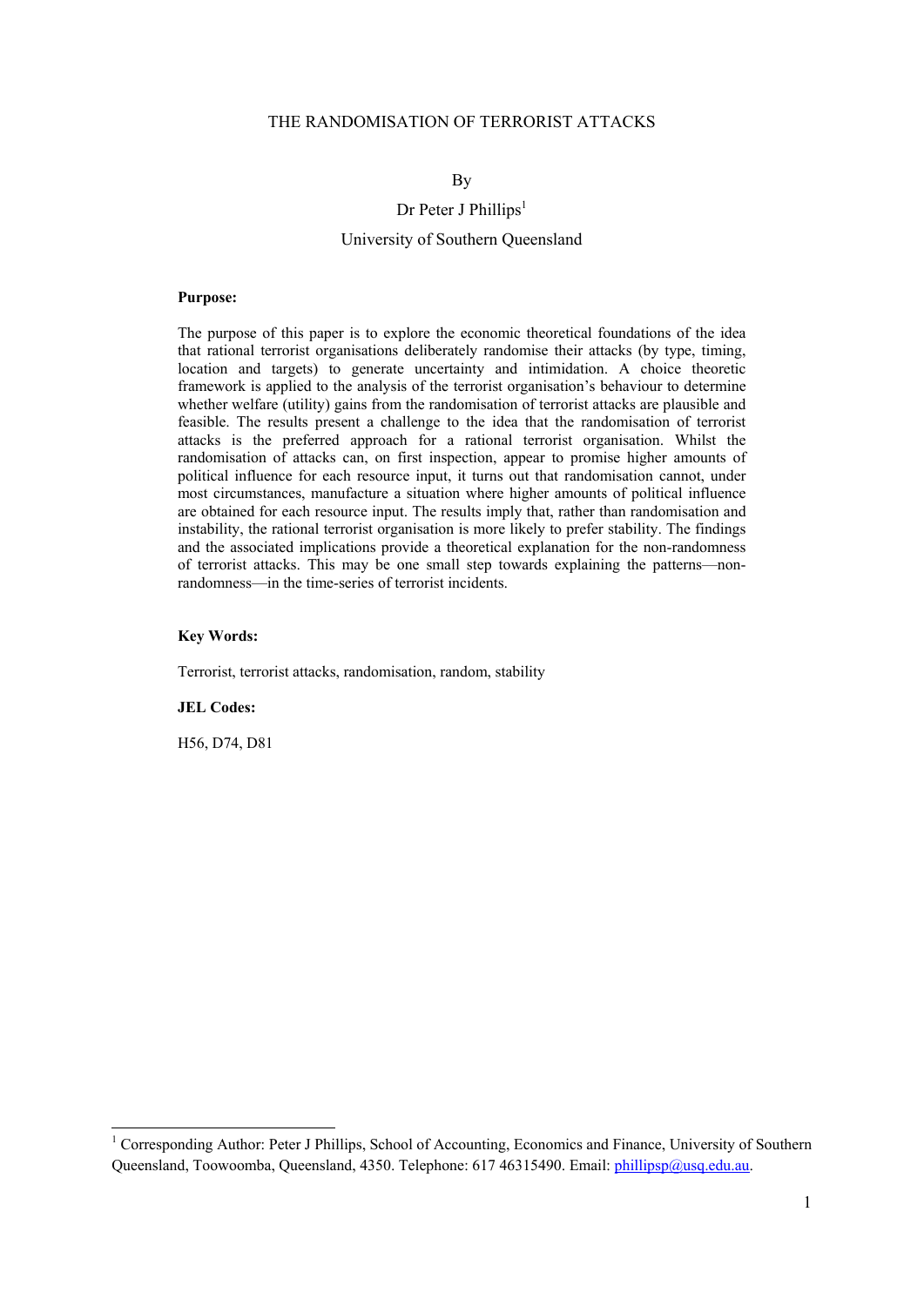# THE RANDOMISATION OF TERRORIST ATTACKS

By

Dr Peter J Phillips[1]

University of Southern Queensland

**Purpose:**

The purpose of this paper is to explore the economic theoretical foundations of the idea that rational terrorist organisations deliberately randomise their attacks (by type, timing, location and targets) to generate uncertainty and intimidation. A choice theoretic framework is applied to the analysis of the terrorist organisation's behaviour to determine whether welfare (utility) gains from the randomisation of terrorist attacks are plausible and feasible. The results present a challenge to the idea that the randomisation of terrorist attacks is the preferred approach for a rational terrorist organisation. Whilst the randomisation of attacks can, on first inspection, appear to promise higher amounts of political influence for each resource input, it turns out that randomisation cannot, under most circumstances, manufacture a situation where higher amounts of political influence are obtained for each resource input. The results imply that, rather than randomisation and instability, the rational terrorist organisation is more likely to prefer stability. The findings and the associated implications provide a theoretical explanation for the non-randomness of terrorist attacks. This may be one small step towards explaining the patterns—non-randomness—in the time-series of terrorist incidents.

**Key Words:**

Terrorist, terrorist attacks, randomisation, random, stability

**JEL Codes:**

H56, D74, D81

---

[1] Corresponding Author: Peter J Phillips, School of Accounting, Economics and Finance, University of Southern Queensland, Toowoomba, Queensland, 4350. Telephone: 617 46315490. Email: phillipsp@usq.edu.au.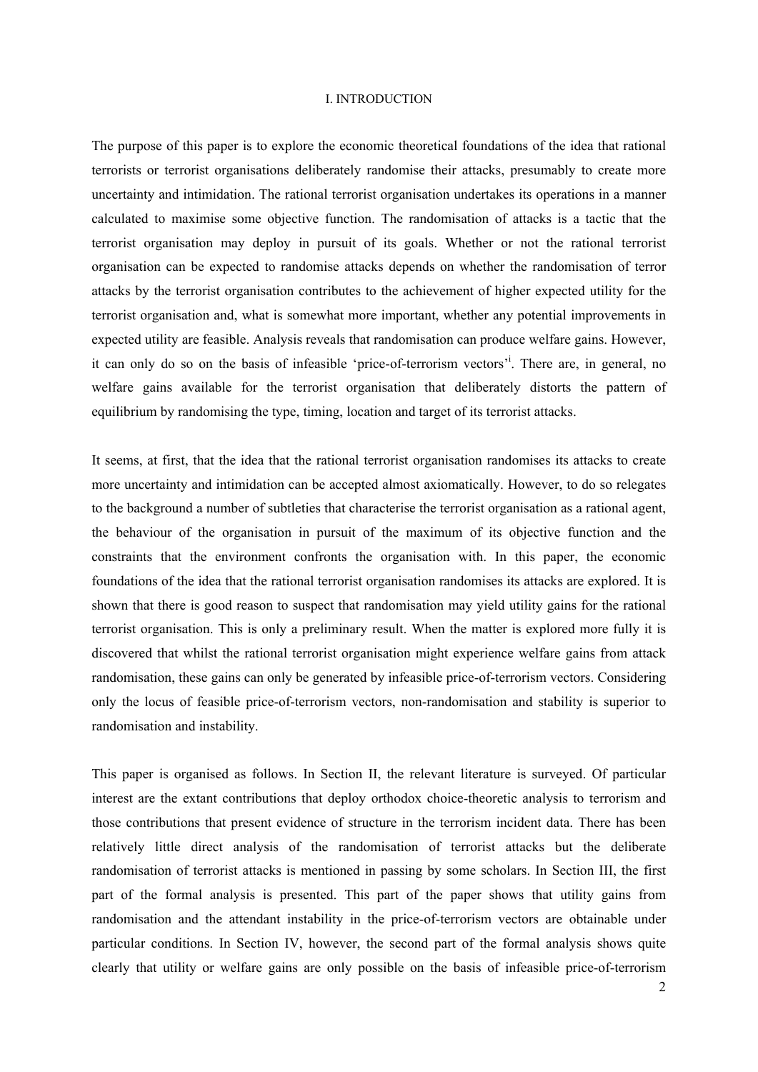# I. INTRODUCTION

The purpose of this paper is to explore the economic theoretical foundations of the idea that rational terrorists or terrorist organisations deliberately randomise their attacks, presumably to create more uncertainty and intimidation. The rational terrorist organisation undertakes its operations in a manner calculated to maximise some objective function. The randomisation of attacks is a tactic that the terrorist organisation may deploy in pursuit of its goals. Whether or not the rational terrorist organisation can be expected to randomise attacks depends on whether the randomisation of terror attacks by the terrorist organisation contributes to the achievement of higher expected utility for the terrorist organisation and, what is somewhat more important, whether any potential improvements in expected utility are feasible. Analysis reveals that randomisation can produce welfare gains. However, it can only do so on the basis of infeasible 'price-of-terrorism vectors'[i]. There are, in general, no welfare gains available for the terrorist organisation that deliberately distorts the pattern of equilibrium by randomising the type, timing, location and target of its terrorist attacks.

It seems, at first, that the idea that the rational terrorist organisation randomises its attacks to create more uncertainty and intimidation can be accepted almost axiomatically. However, to do so relegates to the background a number of subtleties that characterise the terrorist organisation as a rational agent, the behaviour of the organisation in pursuit of the maximum of its objective function and the constraints that the environment confronts the organisation with. In this paper, the economic foundations of the idea that the rational terrorist organisation randomises its attacks are explored. It is shown that there is good reason to suspect that randomisation may yield utility gains for the rational terrorist organisation. This is only a preliminary result. When the matter is explored more fully it is discovered that whilst the rational terrorist organisation might experience welfare gains from attack randomisation, these gains can only be generated by infeasible price-of-terrorism vectors. Considering only the locus of feasible price-of-terrorism vectors, non-randomisation and stability is superior to randomisation and instability.

This paper is organised as follows. In Section II, the relevant literature is surveyed. Of particular interest are the extant contributions that deploy orthodox choice-theoretic analysis to terrorism and those contributions that present evidence of structure in the terrorism incident data. There has been relatively little direct analysis of the randomisation of terrorist attacks but the deliberate randomisation of terrorist attacks is mentioned in passing by some scholars. In Section III, the first part of the formal analysis is presented. This part of the paper shows that utility gains from randomisation and the attendant instability in the price-of-terrorism vectors are obtainable under particular conditions. In Section IV, however, the second part of the formal analysis shows quite clearly that utility or welfare gains are only possible on the basis of infeasible price-of-terrorism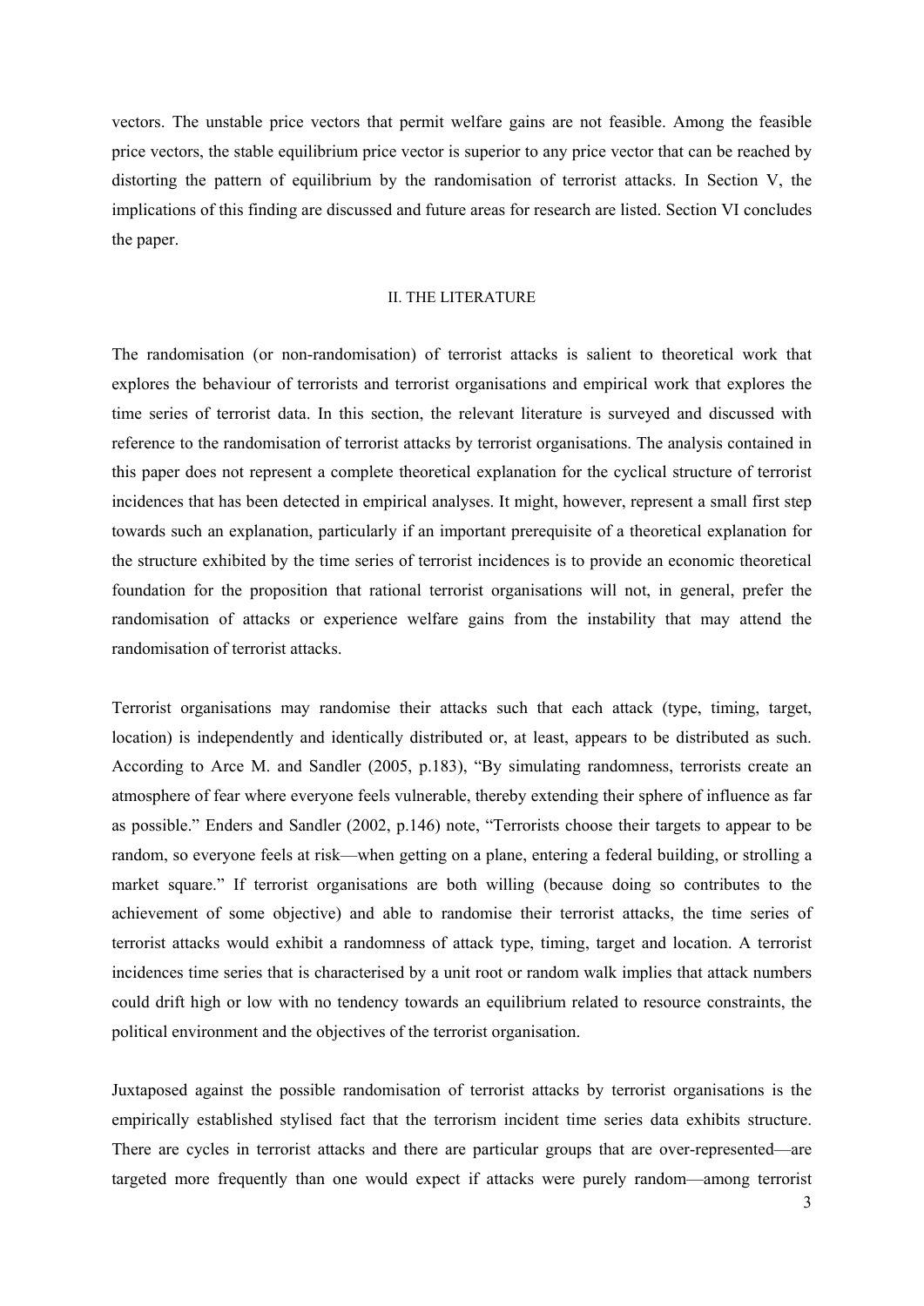vectors. The unstable price vectors that permit welfare gains are not feasible. Among the feasible price vectors, the stable equilibrium price vector is superior to any price vector that can be reached by distorting the pattern of equilibrium by the randomisation of terrorist attacks. In Section V, the implications of this finding are discussed and future areas for research are listed. Section VI concludes the paper.

## II. THE LITERATURE

The randomisation (or non-randomisation) of terrorist attacks is salient to theoretical work that explores the behaviour of terrorists and terrorist organisations and empirical work that explores the time series of terrorist data. In this section, the relevant literature is surveyed and discussed with reference to the randomisation of terrorist attacks by terrorist organisations. The analysis contained in this paper does not represent a complete theoretical explanation for the cyclical structure of terrorist incidences that has been detected in empirical analyses. It might, however, represent a small first step towards such an explanation, particularly if an important prerequisite of a theoretical explanation for the structure exhibited by the time series of terrorist incidences is to provide an economic theoretical foundation for the proposition that rational terrorist organisations will not, in general, prefer the randomisation of attacks or experience welfare gains from the instability that may attend the randomisation of terrorist attacks.

Terrorist organisations may randomise their attacks such that each attack (type, timing, target, location) is independently and identically distributed or, at least, appears to be distributed as such. According to Arce M. and Sandler (2005, p.183), "By simulating randomness, terrorists create an atmosphere of fear where everyone feels vulnerable, thereby extending their sphere of influence as far as possible." Enders and Sandler (2002, p.146) note, "Terrorists choose their targets to appear to be random, so everyone feels at risk—when getting on a plane, entering a federal building, or strolling a market square." If terrorist organisations are both willing (because doing so contributes to the achievement of some objective) and able to randomise their terrorist attacks, the time series of terrorist attacks would exhibit a randomness of attack type, timing, target and location. A terrorist incidences time series that is characterised by a unit root or random walk implies that attack numbers could drift high or low with no tendency towards an equilibrium related to resource constraints, the political environment and the objectives of the terrorist organisation.

Juxtaposed against the possible randomisation of terrorist attacks by terrorist organisations is the empirically established stylised fact that the terrorism incident time series data exhibits structure. There are cycles in terrorist attacks and there are particular groups that are over-represented—are targeted more frequently than one would expect if attacks were purely random—among terrorist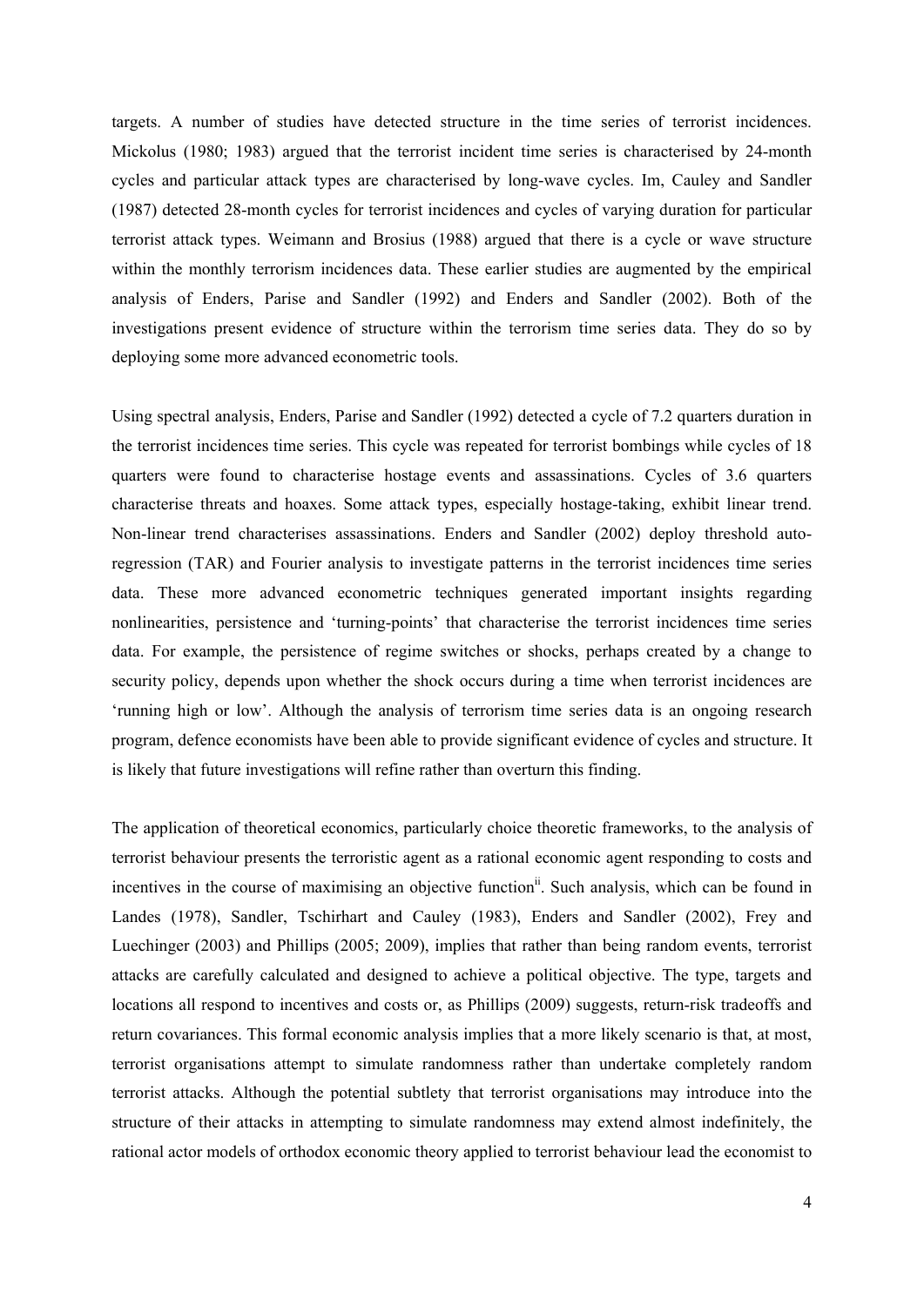targets. A number of studies have detected structure in the time series of terrorist incidences. Mickolus (1980; 1983) argued that the terrorist incident time series is characterised by 24-month cycles and particular attack types are characterised by long-wave cycles. Im, Cauley and Sandler (1987) detected 28-month cycles for terrorist incidences and cycles of varying duration for particular terrorist attack types. Weimann and Brosius (1988) argued that there is a cycle or wave structure within the monthly terrorism incidences data. These earlier studies are augmented by the empirical analysis of Enders, Parise and Sandler (1992) and Enders and Sandler (2002). Both of the investigations present evidence of structure within the terrorism time series data. They do so by deploying some more advanced econometric tools.

Using spectral analysis, Enders, Parise and Sandler (1992) detected a cycle of 7.2 quarters duration in the terrorist incidences time series. This cycle was repeated for terrorist bombings while cycles of 18 quarters were found to characterise hostage events and assassinations. Cycles of 3.6 quarters characterise threats and hoaxes. Some attack types, especially hostage-taking, exhibit linear trend. Non-linear trend characterises assassinations. Enders and Sandler (2002) deploy threshold auto-regression (TAR) and Fourier analysis to investigate patterns in the terrorist incidences time series data. These more advanced econometric techniques generated important insights regarding nonlinearities, persistence and 'turning-points' that characterise the terrorist incidences time series data. For example, the persistence of regime switches or shocks, perhaps created by a change to security policy, depends upon whether the shock occurs during a time when terrorist incidences are 'running high or low'. Although the analysis of terrorism time series data is an ongoing research program, defence economists have been able to provide significant evidence of cycles and structure. It is likely that future investigations will refine rather than overturn this finding.

The application of theoretical economics, particularly choice theoretic frameworks, to the analysis of terrorist behaviour presents the terroristic agent as a rational economic agent responding to costs and incentives in the course of maximising an objective function[ii]. Such analysis, which can be found in Landes (1978), Sandler, Tschirhart and Cauley (1983), Enders and Sandler (2002), Frey and Luechinger (2003) and Phillips (2005; 2009), implies that rather than being random events, terrorist attacks are carefully calculated and designed to achieve a political objective. The type, targets and locations all respond to incentives and costs or, as Phillips (2009) suggests, return-risk tradeoffs and return covariances. This formal economic analysis implies that a more likely scenario is that, at most, terrorist organisations attempt to simulate randomness rather than undertake completely random terrorist attacks. Although the potential subtlety that terrorist organisations may introduce into the structure of their attacks in attempting to simulate randomness may extend almost indefinitely, the rational actor models of orthodox economic theory applied to terrorist behaviour lead the economist to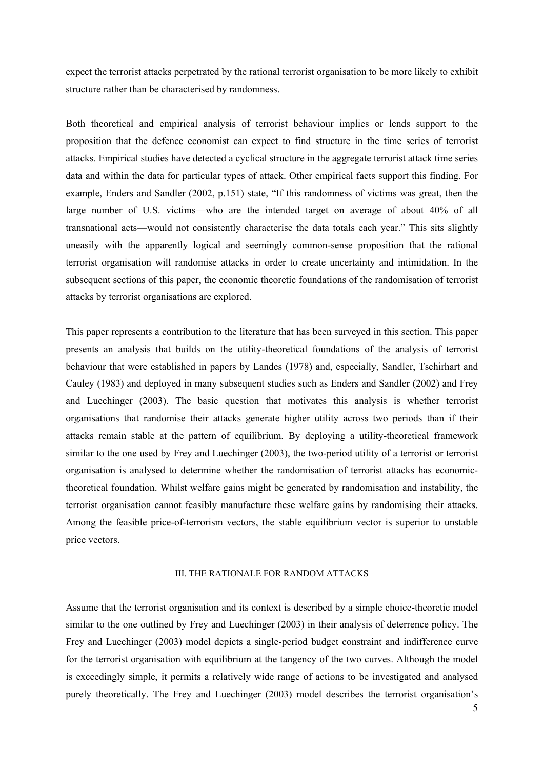expect the terrorist attacks perpetrated by the rational terrorist organisation to be more likely to exhibit structure rather than be characterised by randomness.

Both theoretical and empirical analysis of terrorist behaviour implies or lends support to the proposition that the defence economist can expect to find structure in the time series of terrorist attacks. Empirical studies have detected a cyclical structure in the aggregate terrorist attack time series data and within the data for particular types of attack. Other empirical facts support this finding. For example, Enders and Sandler (2002, p.151) state, "If this randomness of victims was great, then the large number of U.S. victims—who are the intended target on average of about 40% of all transnational acts—would not consistently characterise the data totals each year." This sits slightly uneasily with the apparently logical and seemingly common-sense proposition that the rational terrorist organisation will randomise attacks in order to create uncertainty and intimidation. In the subsequent sections of this paper, the economic theoretic foundations of the randomisation of terrorist attacks by terrorist organisations are explored.

This paper represents a contribution to the literature that has been surveyed in this section. This paper presents an analysis that builds on the utility-theoretical foundations of the analysis of terrorist behaviour that were established in papers by Landes (1978) and, especially, Sandler, Tschirhart and Cauley (1983) and deployed in many subsequent studies such as Enders and Sandler (2002) and Frey and Luechinger (2003). The basic question that motivates this analysis is whether terrorist organisations that randomise their attacks generate higher utility across two periods than if their attacks remain stable at the pattern of equilibrium. By deploying a utility-theoretical framework similar to the one used by Frey and Luechinger (2003), the two-period utility of a terrorist or terrorist organisation is analysed to determine whether the randomisation of terrorist attacks has economic-theoretical foundation. Whilst welfare gains might be generated by randomisation and instability, the terrorist organisation cannot feasibly manufacture these welfare gains by randomising their attacks. Among the feasible price-of-terrorism vectors, the stable equilibrium vector is superior to unstable price vectors.

## III. THE RATIONALE FOR RANDOM ATTACKS

Assume that the terrorist organisation and its context is described by a simple choice-theoretic model similar to the one outlined by Frey and Luechinger (2003) in their analysis of deterrence policy. The Frey and Luechinger (2003) model depicts a single-period budget constraint and indifference curve for the terrorist organisation with equilibrium at the tangency of the two curves. Although the model is exceedingly simple, it permits a relatively wide range of actions to be investigated and analysed purely theoretically. The Frey and Luechinger (2003) model describes the terrorist organisation's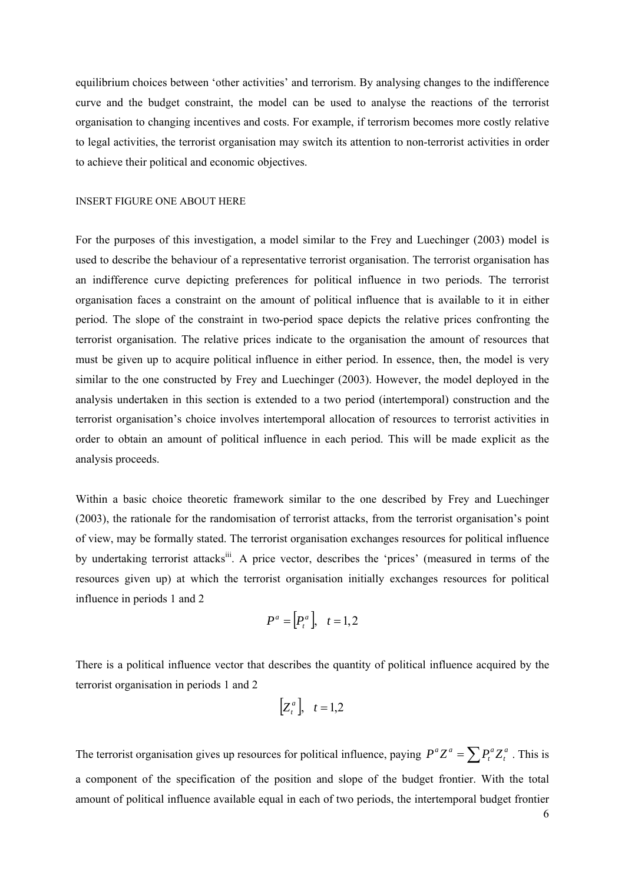equilibrium choices between 'other activities' and terrorism. By analysing changes to the indifference curve and the budget constraint, the model can be used to analyse the reactions of the terrorist organisation to changing incentives and costs. For example, if terrorism becomes more costly relative to legal activities, the terrorist organisation may switch its attention to non-terrorist activities in order to achieve their political and economic objectives.

INSERT FIGURE ONE ABOUT HERE

For the purposes of this investigation, a model similar to the Frey and Luechinger (2003) model is used to describe the behaviour of a representative terrorist organisation. The terrorist organisation has an indifference curve depicting preferences for political influence in two periods. The terrorist organisation faces a constraint on the amount of political influence that is available to it in either period. The slope of the constraint in two-period space depicts the relative prices confronting the terrorist organisation. The relative prices indicate to the organisation the amount of resources that must be given up to acquire political influence in either period. In essence, then, the model is very similar to the one constructed by Frey and Luechinger (2003). However, the model deployed in the analysis undertaken in this section is extended to a two period (intertemporal) construction and the terrorist organisation's choice involves intertemporal allocation of resources to terrorist activities in order to obtain an amount of political influence in each period. This will be made explicit as the analysis proceeds.

Within a basic choice theoretic framework similar to the one described by Frey and Luechinger (2003), the rationale for the randomisation of terrorist attacks, from the terrorist organisation's point of view, may be formally stated. The terrorist organisation exchanges resources for political influence by undertaking terrorist attacks[iii]. A price vector, describes the 'prices' (measured in terms of the resources given up) at which the terrorist organisation initially exchanges resources for political influence in periods 1 and 2

$$P^a = \left[P_t^a\right], \quad t = 1,2$$

There is a political influence vector that describes the quantity of political influence acquired by the terrorist organisation in periods 1 and 2

$$\left[Z_t^a\right], \quad t = 1,2$$

The terrorist organisation gives up resources for political influence, paying $P^a Z^a = \sum P_t^a Z_t^a$. This is a component of the specification of the position and slope of the budget frontier. With the total amount of political influence available equal in each of two periods, the intertemporal budget frontier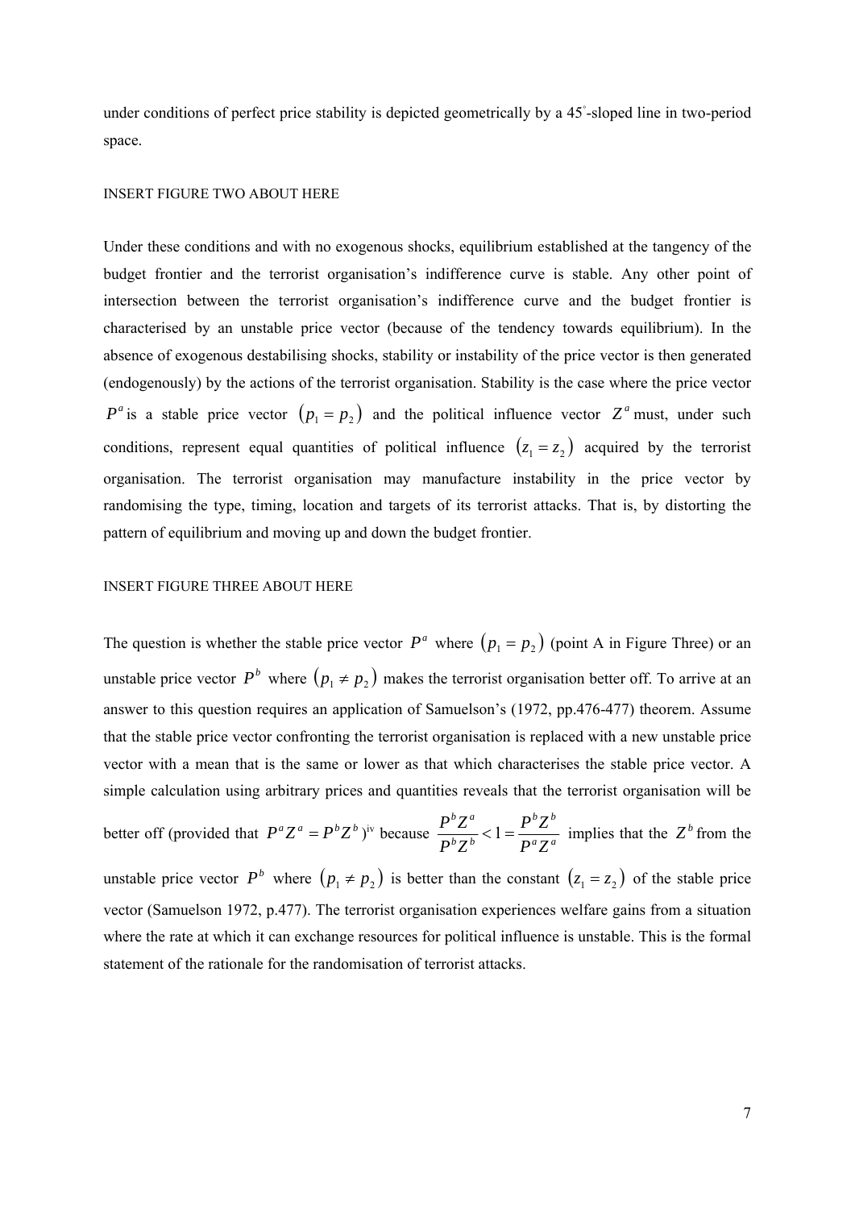under conditions of perfect price stability is depicted geometrically by a 45°-sloped line in two-period space.

INSERT FIGURE TWO ABOUT HERE

Under these conditions and with no exogenous shocks, equilibrium established at the tangency of the budget frontier and the terrorist organisation's indifference curve is stable. Any other point of intersection between the terrorist organisation's indifference curve and the budget frontier is characterised by an unstable price vector (because of the tendency towards equilibrium). In the absence of exogenous destabilising shocks, stability or instability of the price vector is then generated (endogenously) by the actions of the terrorist organisation. Stability is the case where the price vector $P^a$ is a stable price vector $(p_1 = p_2)$ and the political influence vector $Z^a$ must, under such conditions, represent equal quantities of political influence $(z_1 = z_2)$ acquired by the terrorist organisation. The terrorist organisation may manufacture instability in the price vector by randomising the type, timing, location and targets of its terrorist attacks. That is, by distorting the pattern of equilibrium and moving up and down the budget frontier.

INSERT FIGURE THREE ABOUT HERE

The question is whether the stable price vector $P^a$ where $(p_1 = p_2)$ (point A in Figure Three) or an unstable price vector $P^b$ where $(p_1 \neq p_2)$ makes the terrorist organisation better off. To arrive at an answer to this question requires an application of Samuelson's (1972, pp.476-477) theorem. Assume that the stable price vector confronting the terrorist organisation is replaced with a new unstable price vector with a mean that is the same or lower as that which characterises the stable price vector. A simple calculation using arbitrary prices and quantities reveals that the terrorist organisation will be better off (provided that $P^a Z^a = P^b Z^b$)[iv] because $\frac{P^b Z^a}{P^b Z^b} < 1 = \frac{P^b Z^b}{P^a Z^a}$ implies that the $Z^b$ from the unstable price vector $P^b$ where $(p_1 \neq p_2)$ is better than the constant $(z_1 = z_2)$ of the stable price vector (Samuelson 1972, p.477). The terrorist organisation experiences welfare gains from a situation where the rate at which it can exchange resources for political influence is unstable. This is the formal statement of the rationale for the randomisation of terrorist attacks.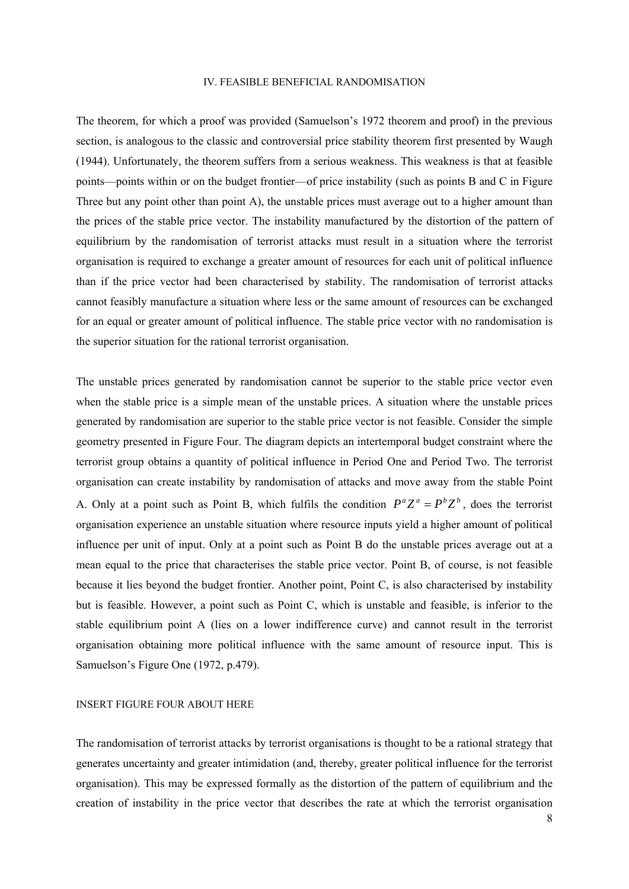## IV. FEASIBLE BENEFICIAL RANDOMISATION

The theorem, for which a proof was provided (Samuelson's 1972 theorem and proof) in the previous section, is analogous to the classic and controversial price stability theorem first presented by Waugh (1944). Unfortunately, the theorem suffers from a serious weakness. This weakness is that at feasible points—points within or on the budget frontier—of price instability (such as points B and C in Figure Three but any point other than point A), the unstable prices must average out to a higher amount than the prices of the stable price vector. The instability manufactured by the distortion of the pattern of equilibrium by the randomisation of terrorist attacks must result in a situation where the terrorist organisation is required to exchange a greater amount of resources for each unit of political influence than if the price vector had been characterised by stability. The randomisation of terrorist attacks cannot feasibly manufacture a situation where less or the same amount of resources can be exchanged for an equal or greater amount of political influence. The stable price vector with no randomisation is the superior situation for the rational terrorist organisation.

The unstable prices generated by randomisation cannot be superior to the stable price vector even when the stable price is a simple mean of the unstable prices. A situation where the unstable prices generated by randomisation are superior to the stable price vector is not feasible. Consider the simple geometry presented in Figure Four. The diagram depicts an intertemporal budget constraint where the terrorist group obtains a quantity of political influence in Period One and Period Two. The terrorist organisation can create instability by randomisation of attacks and move away from the stable Point A. Only at a point such as Point B, which fulfils the condition $P^a Z^a = P^b Z^b$, does the terrorist organisation experience an unstable situation where resource inputs yield a higher amount of political influence per unit of input. Only at a point such as Point B do the unstable prices average out at a mean equal to the price that characterises the stable price vector. Point B, of course, is not feasible because it lies beyond the budget frontier. Another point, Point C, is also characterised by instability but is feasible. However, a point such as Point C, which is unstable and feasible, is inferior to the stable equilibrium point A (lies on a lower indifference curve) and cannot result in the terrorist organisation obtaining more political influence with the same amount of resource input. This is Samuelson's Figure One (1972, p.479).

INSERT FIGURE FOUR ABOUT HERE

The randomisation of terrorist attacks by terrorist organisations is thought to be a rational strategy that generates uncertainty and greater intimidation (and, thereby, greater political influence for the terrorist organisation). This may be expressed formally as the distortion of the pattern of equilibrium and the creation of instability in the price vector that describes the rate at which the terrorist organisation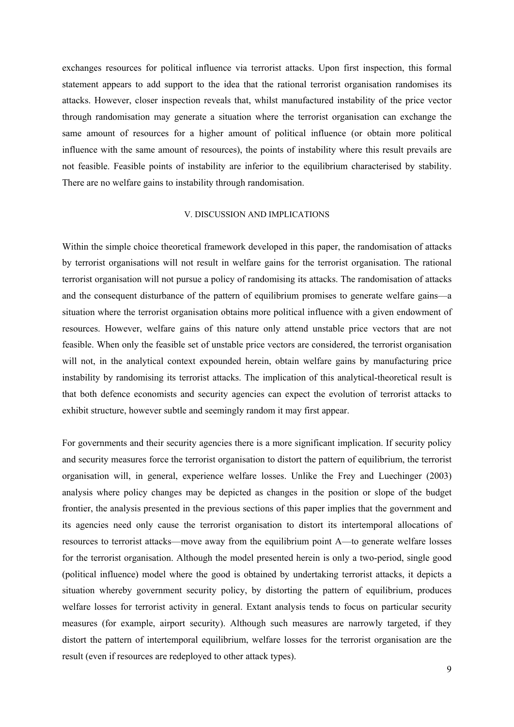exchanges resources for political influence via terrorist attacks. Upon first inspection, this formal statement appears to add support to the idea that the rational terrorist organisation randomises its attacks. However, closer inspection reveals that, whilst manufactured instability of the price vector through randomisation may generate a situation where the terrorist organisation can exchange the same amount of resources for a higher amount of political influence (or obtain more political influence with the same amount of resources), the points of instability where this result prevails are not feasible. Feasible points of instability are inferior to the equilibrium characterised by stability. There are no welfare gains to instability through randomisation.

## V. DISCUSSION AND IMPLICATIONS

Within the simple choice theoretical framework developed in this paper, the randomisation of attacks by terrorist organisations will not result in welfare gains for the terrorist organisation. The rational terrorist organisation will not pursue a policy of randomising its attacks. The randomisation of attacks and the consequent disturbance of the pattern of equilibrium promises to generate welfare gains—a situation where the terrorist organisation obtains more political influence with a given endowment of resources. However, welfare gains of this nature only attend unstable price vectors that are not feasible. When only the feasible set of unstable price vectors are considered, the terrorist organisation will not, in the analytical context expounded herein, obtain welfare gains by manufacturing price instability by randomising its terrorist attacks. The implication of this analytical-theoretical result is that both defence economists and security agencies can expect the evolution of terrorist attacks to exhibit structure, however subtle and seemingly random it may first appear.

For governments and their security agencies there is a more significant implication. If security policy and security measures force the terrorist organisation to distort the pattern of equilibrium, the terrorist organisation will, in general, experience welfare losses. Unlike the Frey and Luechinger (2003) analysis where policy changes may be depicted as changes in the position or slope of the budget frontier, the analysis presented in the previous sections of this paper implies that the government and its agencies need only cause the terrorist organisation to distort its intertemporal allocations of resources to terrorist attacks—move away from the equilibrium point A—to generate welfare losses for the terrorist organisation. Although the model presented herein is only a two-period, single good (political influence) model where the good is obtained by undertaking terrorist attacks, it depicts a situation whereby government security policy, by distorting the pattern of equilibrium, produces welfare losses for terrorist activity in general. Extant analysis tends to focus on particular security measures (for example, airport security). Although such measures are narrowly targeted, if they distort the pattern of intertemporal equilibrium, welfare losses for the terrorist organisation are the result (even if resources are redeployed to other attack types).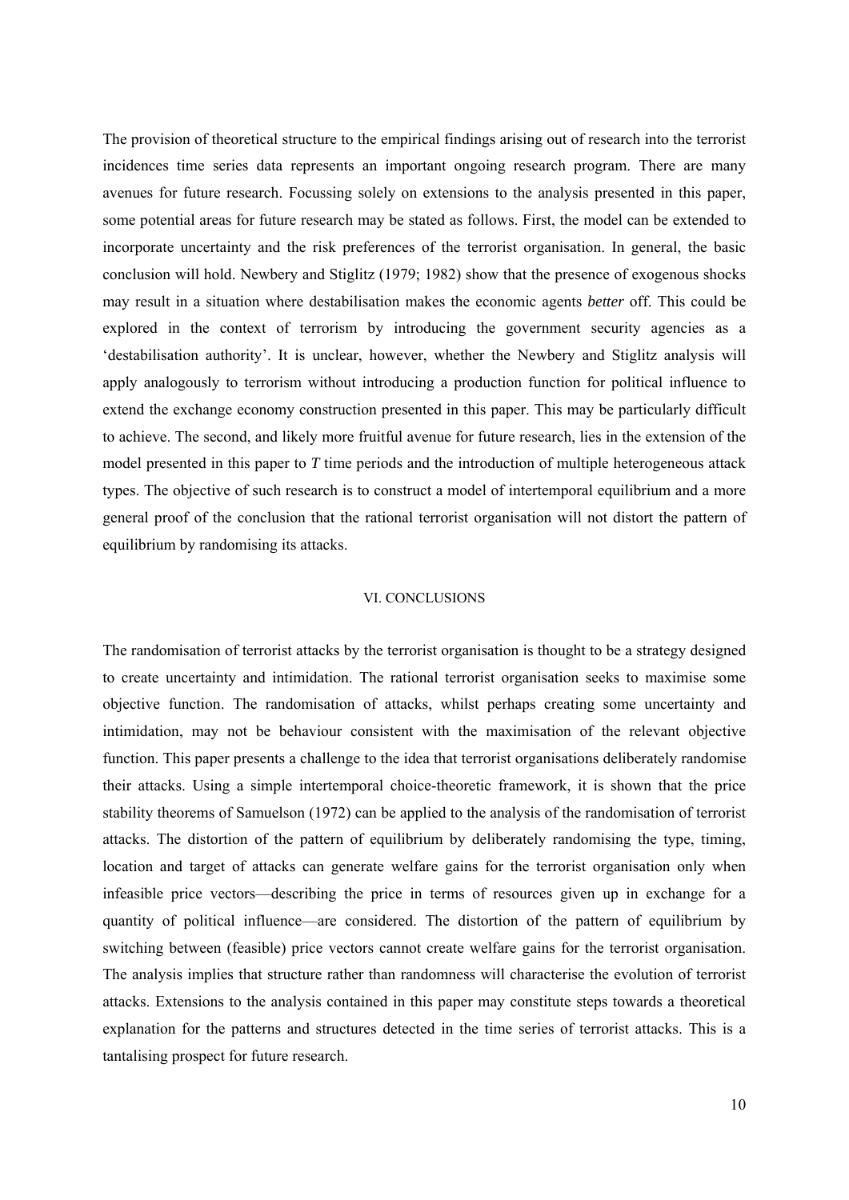The provision of theoretical structure to the empirical findings arising out of research into the terrorist incidences time series data represents an important ongoing research program. There are many avenues for future research. Focussing solely on extensions to the analysis presented in this paper, some potential areas for future research may be stated as follows. First, the model can be extended to incorporate uncertainty and the risk preferences of the terrorist organisation. In general, the basic conclusion will hold. Newbery and Stiglitz (1979; 1982) show that the presence of exogenous shocks may result in a situation where destabilisation makes the economic agents *better* off. This could be explored in the context of terrorism by introducing the government security agencies as a 'destabilisation authority'. It is unclear, however, whether the Newbery and Stiglitz analysis will apply analogously to terrorism without introducing a production function for political influence to extend the exchange economy construction presented in this paper. This may be particularly difficult to achieve. The second, and likely more fruitful avenue for future research, lies in the extension of the model presented in this paper to $T$ time periods and the introduction of multiple heterogeneous attack types. The objective of such research is to construct a model of intertemporal equilibrium and a more general proof of the conclusion that the rational terrorist organisation will not distort the pattern of equilibrium by randomising its attacks.

## VI. CONCLUSIONS

The randomisation of terrorist attacks by the terrorist organisation is thought to be a strategy designed to create uncertainty and intimidation. The rational terrorist organisation seeks to maximise some objective function. The randomisation of attacks, whilst perhaps creating some uncertainty and intimidation, may not be behaviour consistent with the maximisation of the relevant objective function. This paper presents a challenge to the idea that terrorist organisations deliberately randomise their attacks. Using a simple intertemporal choice-theoretic framework, it is shown that the price stability theorems of Samuelson (1972) can be applied to the analysis of the randomisation of terrorist attacks. The distortion of the pattern of equilibrium by deliberately randomising the type, timing, location and target of attacks can generate welfare gains for the terrorist organisation only when infeasible price vectors—describing the price in terms of resources given up in exchange for a quantity of political influence—are considered. The distortion of the pattern of equilibrium by switching between (feasible) price vectors cannot create welfare gains for the terrorist organisation. The analysis implies that structure rather than randomness will characterise the evolution of terrorist attacks. Extensions to the analysis contained in this paper may constitute steps towards a theoretical explanation for the patterns and structures detected in the time series of terrorist attacks. This is a tantalising prospect for future research.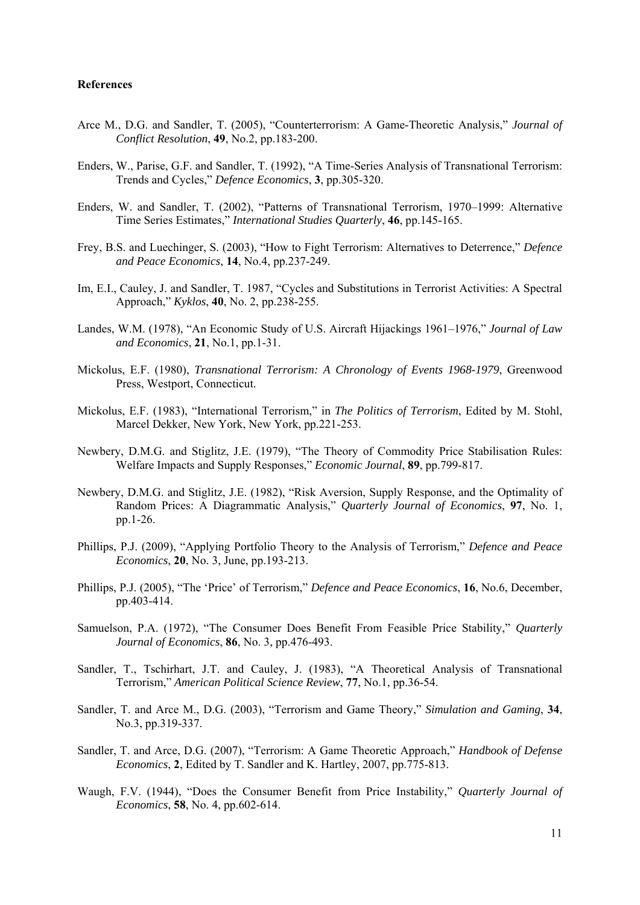**References**

Arce M., D.G. and Sandler, T. (2005), "Counterterrorism: A Game-Theoretic Analysis," *Journal of Conflict Resolution*, **49**, No.2, pp.183-200.

Enders, W., Parise, G.F. and Sandler, T. (1992), "A Time-Series Analysis of Transnational Terrorism: Trends and Cycles," *Defence Economics*, **3**, pp.305-320.

Enders, W. and Sandler, T. (2002), "Patterns of Transnational Terrorism, 1970–1999: Alternative Time Series Estimates," *International Studies Quarterly*, **46**, pp.145-165.

Frey, B.S. and Luechinger, S. (2003), "How to Fight Terrorism: Alternatives to Deterrence," *Defence and Peace Economics*, **14**, No.4, pp.237-249.

Im, E.I., Cauley, J. and Sandler, T. 1987, "Cycles and Substitutions in Terrorist Activities: A Spectral Approach," *Kyklos*, **40**, No. 2, pp.238-255.

Landes, W.M. (1978), "An Economic Study of U.S. Aircraft Hijackings 1961–1976," *Journal of Law and Economics*, **21**, No.1, pp.1-31.

Mickolus, E.F. (1980), *Transnational Terrorism: A Chronology of Events 1968-1979*, Greenwood Press, Westport, Connecticut.

Mickolus, E.F. (1983), "International Terrorism," in *The Politics of Terrorism*, Edited by M. Stohl, Marcel Dekker, New York, New York, pp.221-253.

Newbery, D.M.G. and Stiglitz, J.E. (1979), "The Theory of Commodity Price Stabilisation Rules: Welfare Impacts and Supply Responses," *Economic Journal*, **89**, pp.799-817.

Newbery, D.M.G. and Stiglitz, J.E. (1982), "Risk Aversion, Supply Response, and the Optimality of Random Prices: A Diagrammatic Analysis," *Quarterly Journal of Economics*, **97**, No. 1, pp.1-26.

Phillips, P.J. (2009), "Applying Portfolio Theory to the Analysis of Terrorism," *Defence and Peace Economics*, **20**, No. 3, June, pp.193-213.

Phillips, P.J. (2005), "The 'Price' of Terrorism," *Defence and Peace Economics*, **16**, No.6, December, pp.403-414.

Samuelson, P.A. (1972), "The Consumer Does Benefit From Feasible Price Stability," *Quarterly Journal of Economics*, **86**, No. 3, pp.476-493.

Sandler, T., Tschirhart, J.T. and Cauley, J. (1983), "A Theoretical Analysis of Transnational Terrorism," *American Political Science Review*, **77**, No.1, pp.36-54.

Sandler, T. and Arce M., D.G. (2003), "Terrorism and Game Theory," *Simulation and Gaming*, **34**, No.3, pp.319-337.

Sandler, T. and Arce, D.G. (2007), "Terrorism: A Game Theoretic Approach," *Handbook of Defense Economics*, **2**, Edited by T. Sandler and K. Hartley, 2007, pp.775-813.

Waugh, F.V. (1944), "Does the Consumer Benefit from Price Instability," *Quarterly Journal of Economics*, **58**, No. 4, pp.602-614.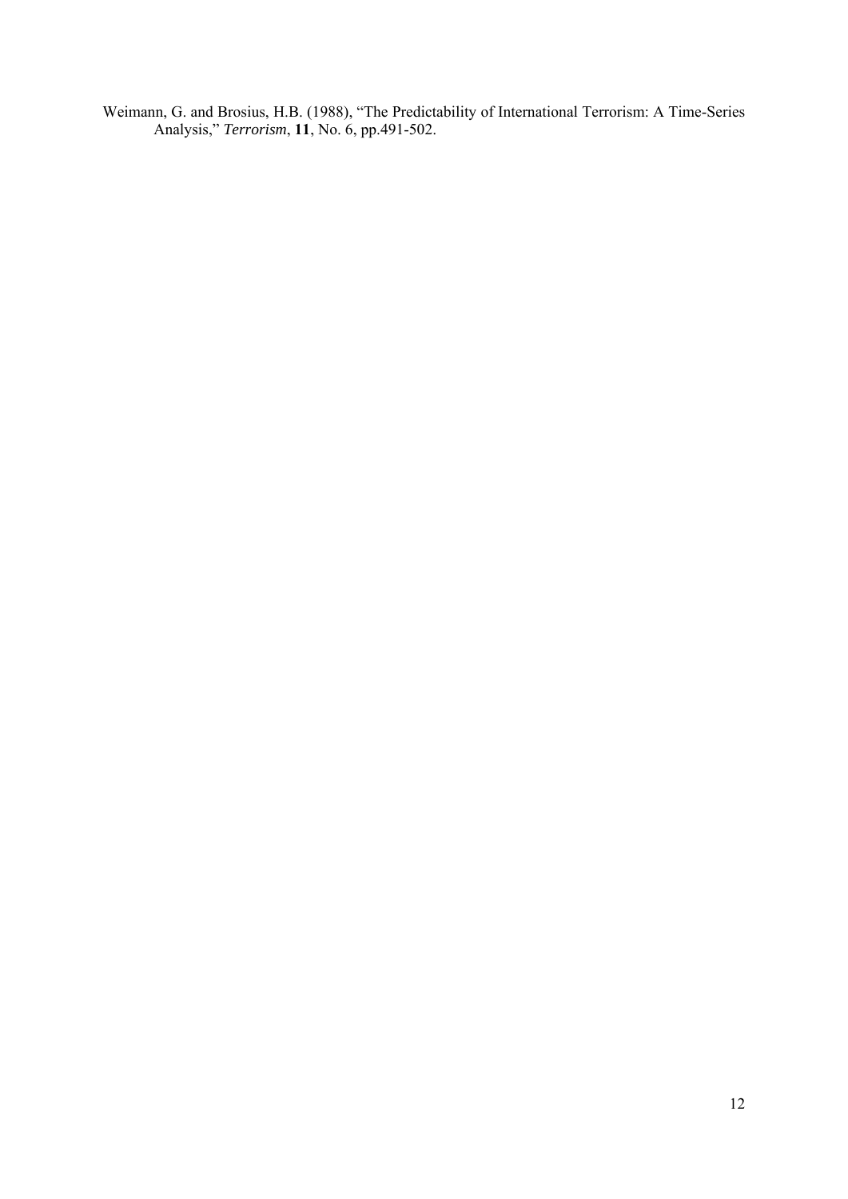Weimann, G. and Brosius, H.B. (1988), "The Predictability of International Terrorism: A Time-Series Analysis," *Terrorism*, **11**, No. 6, pp.491-502.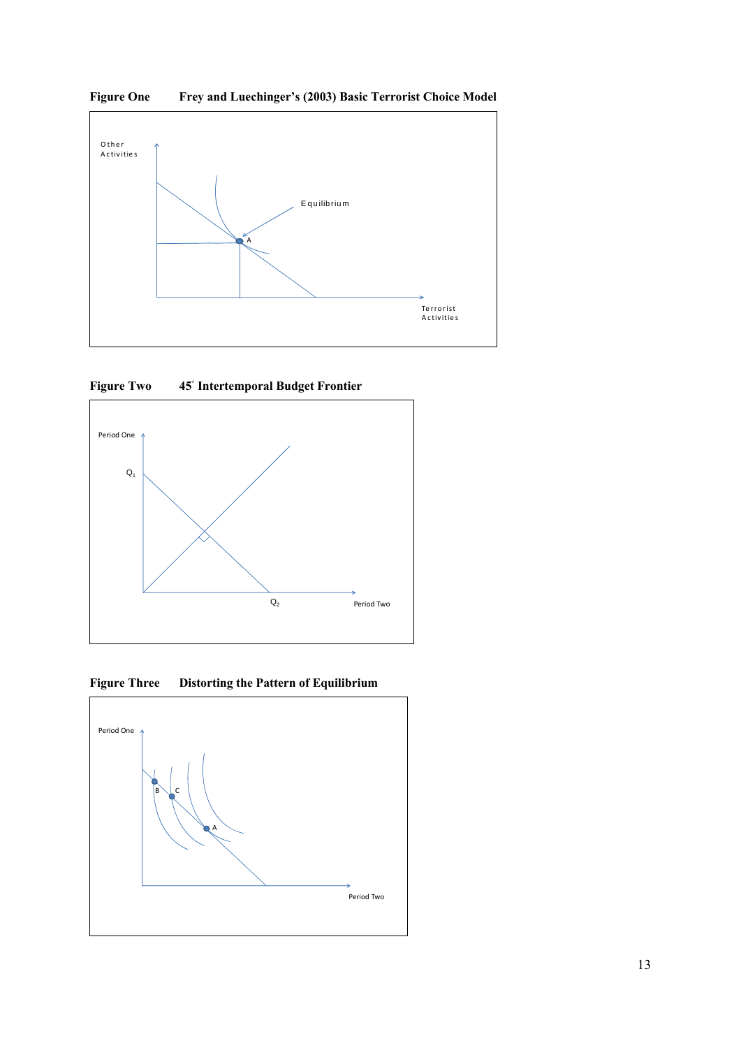**Figure One  Frey and Luechinger's (2003) Basic Terrorist Choice Model**

Other Activities

Equilibrium

A

Terrorist Activities

**Figure Two  45° Intertemporal Budget Frontier**

Period One

$Q_1$

$Q_2$

Period Two

**Figure Three  Distorting the Pattern of Equilibrium**

Period One

B

C

A

Period Two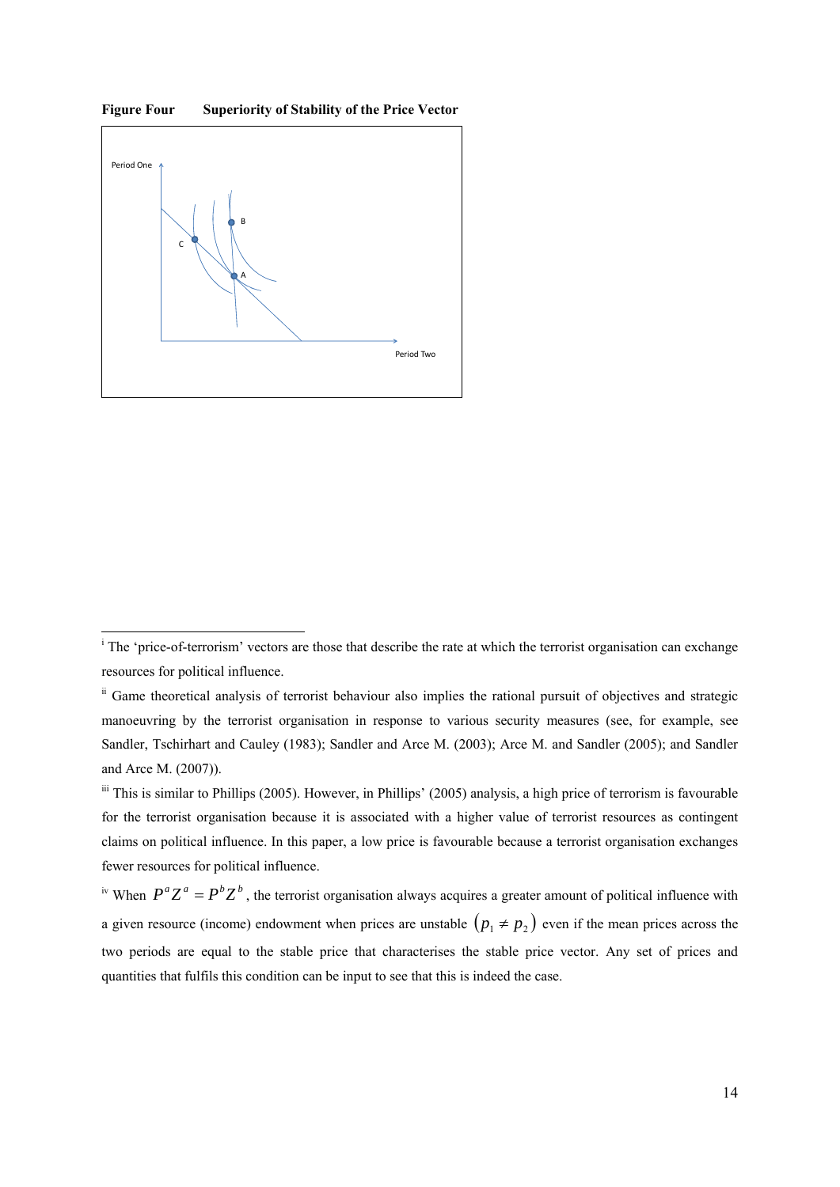**Figure Four  Superiority of Stability of the Price Vector**

Period One

B

C

A

Period Two

---

[i] The 'price-of-terrorism' vectors are those that describe the rate at which the terrorist organisation can exchange resources for political influence.

[ii] Game theoretical analysis of terrorist behaviour also implies the rational pursuit of objectives and strategic manoeuvring by the terrorist organisation in response to various security measures (see, for example, see Sandler, Tschirhart and Cauley (1983); Sandler and Arce M. (2003); Arce M. and Sandler (2005); and Sandler and Arce M. (2007)).

[iii] This is similar to Phillips (2005). However, in Phillips' (2005) analysis, a high price of terrorism is favourable for the terrorist organisation because it is associated with a higher value of terrorist resources as contingent claims on political influence. In this paper, a low price is favourable because a terrorist organisation exchanges fewer resources for political influence.

[iv] When $P^a Z^a = P^b Z^b$, the terrorist organisation always acquires a greater amount of political influence with a given resource (income) endowment when prices are unstable $(p_1 \neq p_2)$ even if the mean prices across the two periods are equal to the stable price that characterises the stable price vector. Any set of prices and quantities that fulfils this condition can be input to see that this is indeed the case.